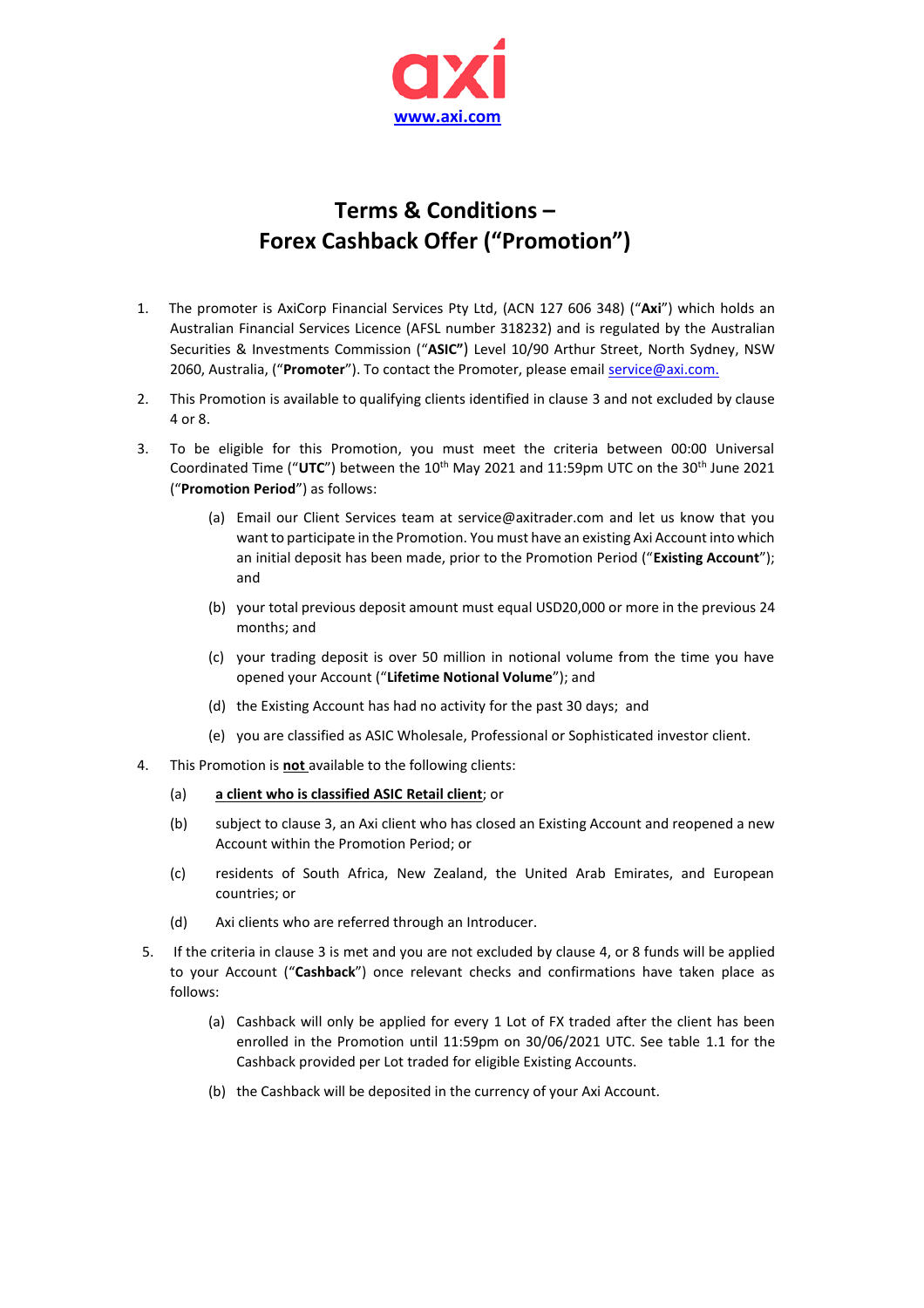axi
[www.axi.com](http://www.axi.com)

# Terms & Conditions – Forex Cashback Offer ("Promotion")

1. The promoter is AxiCorp Financial Services Pty Ltd, (ACN 127 606 348) ("**Axi**") which holds an Australian Financial Services Licence (AFSL number 318232) and is regulated by the Australian Securities & Investments Commission ("**ASIC**") Level 10/90 Arthur Street, North Sydney, NSW 2060, Australia, ("**Promoter**"). To contact the Promoter, please email service@axi.com.

2. This Promotion is available to qualifying clients identified in clause 3 and not excluded by clause 4 or 8.

3. To be eligible for this Promotion, you must meet the criteria between 00:00 Universal Coordinated Time ("**UTC**") between the 10th May 2021 and 11:59pm UTC on the 30th June 2021 ("**Promotion Period**") as follows:

   (a) Email our Client Services team at service@axitrader.com and let us know that you want to participate in the Promotion. You must have an existing Axi Account into which an initial deposit has been made, prior to the Promotion Period ("**Existing Account**"); and

   (b) your total previous deposit amount must equal USD20,000 or more in the previous 24 months; and

   (c) your trading deposit is over 50 million in notional volume from the time you have opened your Account ("**Lifetime Notional Volume**"); and

   (d) the Existing Account has had no activity for the past 30 days; and

   (e) you are classified as ASIC Wholesale, Professional or Sophisticated investor client.

4. This Promotion is **not** available to the following clients:

   (a) **a client who is classified ASIC Retail client**; or

   (b) subject to clause 3, an Axi client who has closed an Existing Account and reopened a new Account within the Promotion Period; or

   (c) residents of South Africa, New Zealand, the United Arab Emirates, and European countries; or

   (d) Axi clients who are referred through an Introducer.

5. If the criteria in clause 3 is met and you are not excluded by clause 4, or 8 funds will be applied to your Account ("**Cashback**") once relevant checks and confirmations have taken place as follows:

   (a) Cashback will only be applied for every 1 Lot of FX traded after the client has been enrolled in the Promotion until 11:59pm on 30/06/2021 UTC. See table 1.1 for the Cashback provided per Lot traded for eligible Existing Accounts.

   (b) the Cashback will be deposited in the currency of your Axi Account.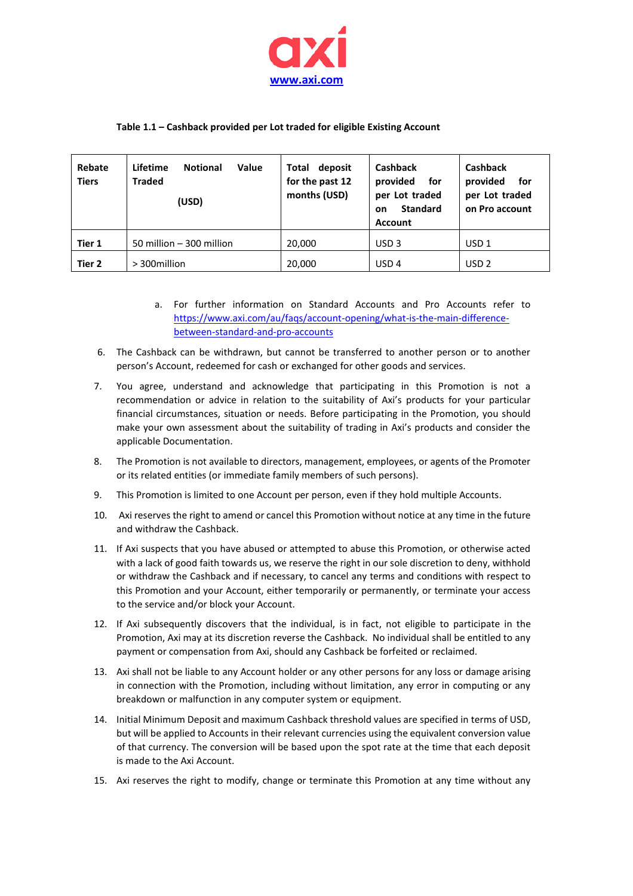**Table 1.1 – Cashback provided per Lot traded for eligible Existing Account**

| Rebate Tiers | Lifetime Notional Value Traded (USD) | Total deposit for the past 12 months (USD) | Cashback provided for per Lot traded on Standard Account | Cashback provided for per Lot traded on Pro account |
|---|---|---|---|---|
| **Tier 1** | 50 million – 300 million | 20,000 | USD 3 | USD 1 |
| **Tier 2** | > 300million | 20,000 | USD 4 | USD 2 |

a. For further information on Standard Accounts and Pro Accounts refer to https://www.axi.com/au/faqs/account-opening/what-is-the-main-difference-between-standard-and-pro-accounts

6. The Cashback can be withdrawn, but cannot be transferred to another person or to another person's Account, redeemed for cash or exchanged for other goods and services.

7. You agree, understand and acknowledge that participating in this Promotion is not a recommendation or advice in relation to the suitability of Axi's products for your particular financial circumstances, situation or needs. Before participating in the Promotion, you should make your own assessment about the suitability of trading in Axi's products and consider the applicable Documentation.

8. The Promotion is not available to directors, management, employees, or agents of the Promoter or its related entities (or immediate family members of such persons).

9. This Promotion is limited to one Account per person, even if they hold multiple Accounts.

10. Axi reserves the right to amend or cancel this Promotion without notice at any time in the future and withdraw the Cashback.

11. If Axi suspects that you have abused or attempted to abuse this Promotion, or otherwise acted with a lack of good faith towards us, we reserve the right in our sole discretion to deny, withhold or withdraw the Cashback and if necessary, to cancel any terms and conditions with respect to this Promotion and your Account, either temporarily or permanently, or terminate your access to the service and/or block your Account.

12. If Axi subsequently discovers that the individual, is in fact, not eligible to participate in the Promotion, Axi may at its discretion reverse the Cashback. No individual shall be entitled to any payment or compensation from Axi, should any Cashback be forfeited or reclaimed.

13. Axi shall not be liable to any Account holder or any other persons for any loss or damage arising in connection with the Promotion, including without limitation, any error in computing or any breakdown or malfunction in any computer system or equipment.

14. Initial Minimum Deposit and maximum Cashback threshold values are specified in terms of USD, but will be applied to Accounts in their relevant currencies using the equivalent conversion value of that currency. The conversion will be based upon the spot rate at the time that each deposit is made to the Axi Account.

15. Axi reserves the right to modify, change or terminate this Promotion at any time without any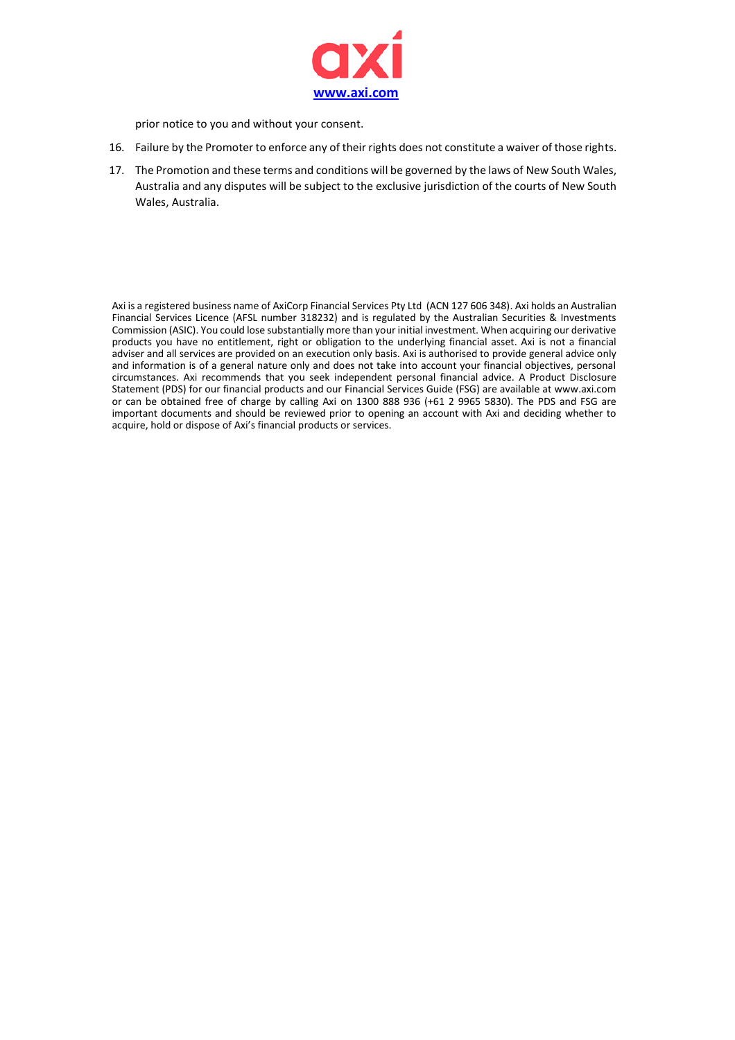prior notice to you and without your consent.

16. Failure by the Promoter to enforce any of their rights does not constitute a waiver of those rights.
17. The Promotion and these terms and conditions will be governed by the laws of New South Wales, Australia and any disputes will be subject to the exclusive jurisdiction of the courts of New South Wales, Australia.

Axi is a registered business name of AxiCorp Financial Services Pty Ltd (ACN 127 606 348). Axi holds an Australian Financial Services Licence (AFSL number 318232) and is regulated by the Australian Securities & Investments Commission (ASIC). You could lose substantially more than your initial investment. When acquiring our derivative products you have no entitlement, right or obligation to the underlying financial asset. Axi is not a financial adviser and all services are provided on an execution only basis. Axi is authorised to provide general advice only and information is of a general nature only and does not take into account your financial objectives, personal circumstances. Axi recommends that you seek independent personal financial advice. A Product Disclosure Statement (PDS) for our financial products and our Financial Services Guide (FSG) are available at www.axi.com or can be obtained free of charge by calling Axi on 1300 888 936 (+61 2 9965 5830). The PDS and FSG are important documents and should be reviewed prior to opening an account with Axi and deciding whether to acquire, hold or dispose of Axi's financial products or services.